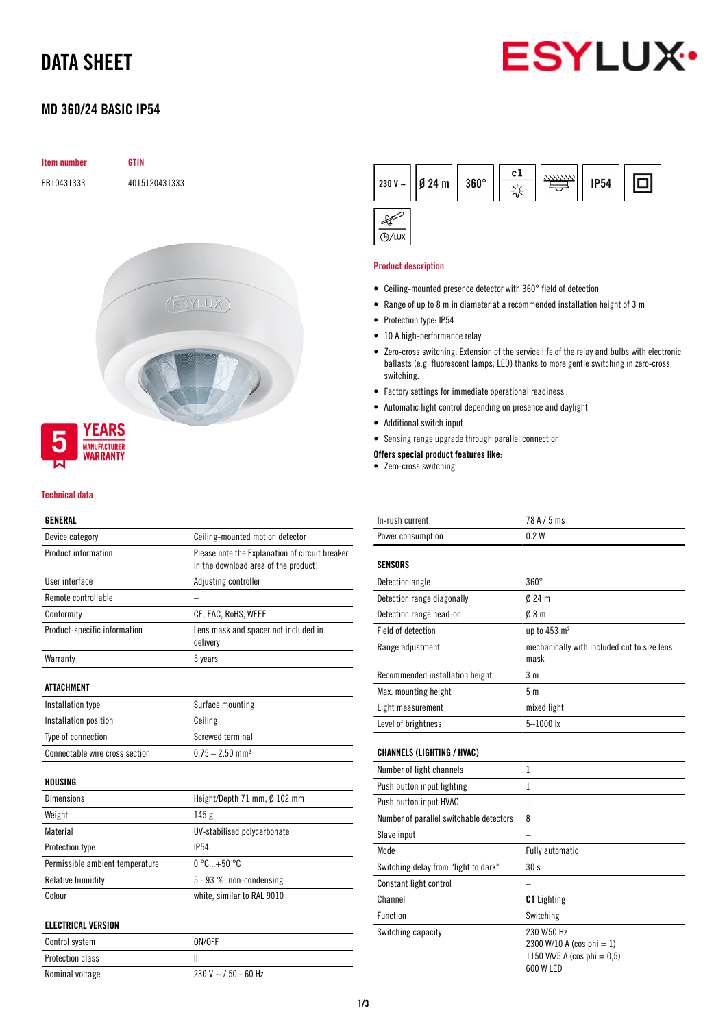# DATA SHEET

## MD 360/24 BASIC IP54

| Item number | GTIN |
| --- | --- |
| EB10431333 | 4015120431333 |

230 V ~ | Ø 24 m | 360° | c1 | IP54

5 YEARS MANUFACTURER WARRANTY

### Product description

- Ceiling-mounted presence detector with 360° field of detection
- Range of up to 8 m in diameter at a recommended installation height of 3 m
- Protection type: IP54
- 10 A high-performance relay
- Zero-cross switching: Extension of the service life of the relay and bulbs with electronic ballasts (e.g. fluorescent lamps, LED) thanks to more gentle switching in zero-cross switching.
- Factory settings for immediate operational readiness
- Automatic light control depending on presence and daylight
- Additional switch input
- Sensing range upgrade through parallel connection

**Offers special product features like:**

- Zero-cross switching

### Technical data

| GENERAL | |
| --- | --- |
| Device category | Ceiling-mounted motion detector |
| Product information | Please note the Explanation of circuit breaker in the download area of the product! |
| User interface | Adjusting controller |
| Remote controllable | – |
| Conformity | CE, EAC, RoHS, WEEE |
| Product-specific information | Lens mask and spacer not included in delivery |
| Warranty | 5 years |

| ATTACHMENT | |
| --- | --- |
| Installation type | Surface mounting |
| Installation position | Ceiling |
| Type of connection | Screwed terminal |
| Connectable wire cross section | 0.75 – 2.50 mm² |

| HOUSING | |
| --- | --- |
| Dimensions | Height/Depth 71 mm, Ø 102 mm |
| Weight | 145 g |
| Material | UV-stabilised polycarbonate |
| Protection type | IP54 |
| Permissible ambient temperature | 0 °C...+50 °C |
| Relative humidity | 5 - 93 %, non-condensing |
| Colour | white, similar to RAL 9010 |

| ELECTRICAL VERSION | |
| --- | --- |
| Control system | ON/OFF |
| Protection class | II |
| Nominal voltage | 230 V ~ / 50 - 60 Hz |
| In-rush current | 78 A / 5 ms |
| Power consumption | 0.2 W |

| SENSORS | |
| --- | --- |
| Detection angle | 360° |
| Detection range diagonally | Ø 24 m |
| Detection range head-on | Ø 8 m |
| Field of detection | up to 453 m² |
| Range adjustment | mechanically with included cut to size lens mask |
| Recommended installation height | 3 m |
| Max. mounting height | 5 m |
| Light measurement | mixed light |
| Level of brightness | 5–1000 lx |

| CHANNELS (LIGHTING / HVAC) | |
| --- | --- |
| Number of light channels | 1 |
| Push button input lighting | 1 |
| Push button input HVAC | – |
| Number of parallel switchable detectors | 8 |
| Slave input | – |
| Mode | Fully automatic |
| Switching delay from "light to dark" | 30 s |
| Constant light control | – |
| Channel | **C1** Lighting |
| Function | Switching |
| Switching capacity | 230 V/50 Hz<br>2300 W/10 A (cos phi = 1)<br>1150 VA/5 A (cos phi = 0,5)<br>600 W LED |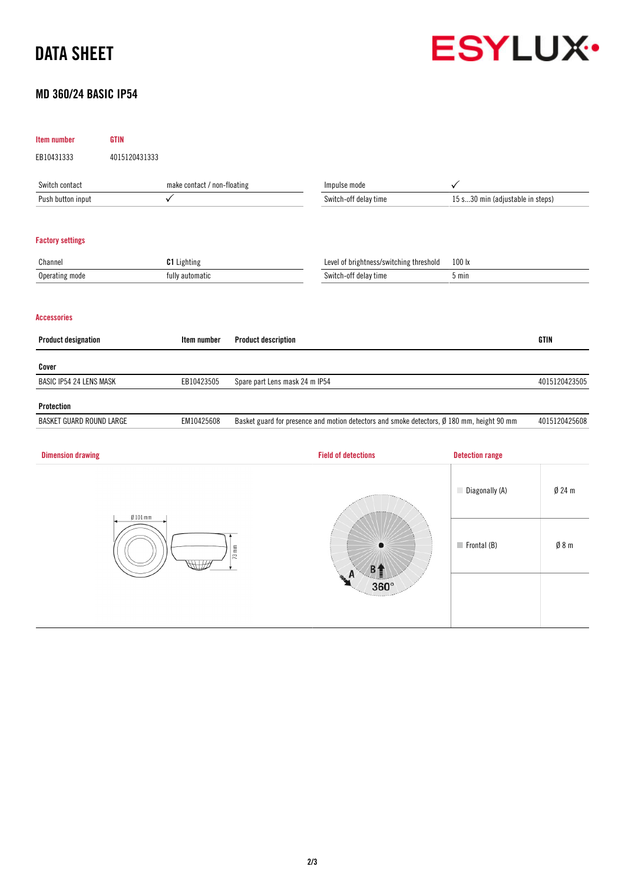# DATA SHEET

## MD 360/24 BASIC IP54

| Item number | GTIN |
|---|---|
| EB10431333 | 4015120431333 |

| | | | |
|---|---|---|---|
| Switch contact | make contact / non-floating | Impulse mode | ✓ |
| Push button input | ✓ | Switch-off delay time | 15 s...30 min (adjustable in steps) |

### Factory settings

| | | | |
|---|---|---|---|
| Channel | **C1** Lighting | Level of brightness/switching threshold | 100 lx |
| Operating mode | fully automatic | Switch-off delay time | 5 min |

### Accessories

| Product designation | Item number | Product description | GTIN |
|---|---|---|---|
| **Cover** | | | |
| BASIC IP54 24 LENS MASK | EB10423505 | Spare part Lens mask 24 m IP54 | 4015120423505 |
| **Protection** | | | |
| BASKET GUARD ROUND LARGE | EM10425608 | Basket guard for presence and motion detectors and smoke detectors, Ø 180 mm, height 90 mm | 4015120425608 |

### Dimension drawing

Ø 101 mm

73 mm

### Field of detections

A

B

360°

### Detection range

| | |
|---|---|
| Diagonally (A) | Ø 24 m |
| Frontal (B) | Ø 8 m |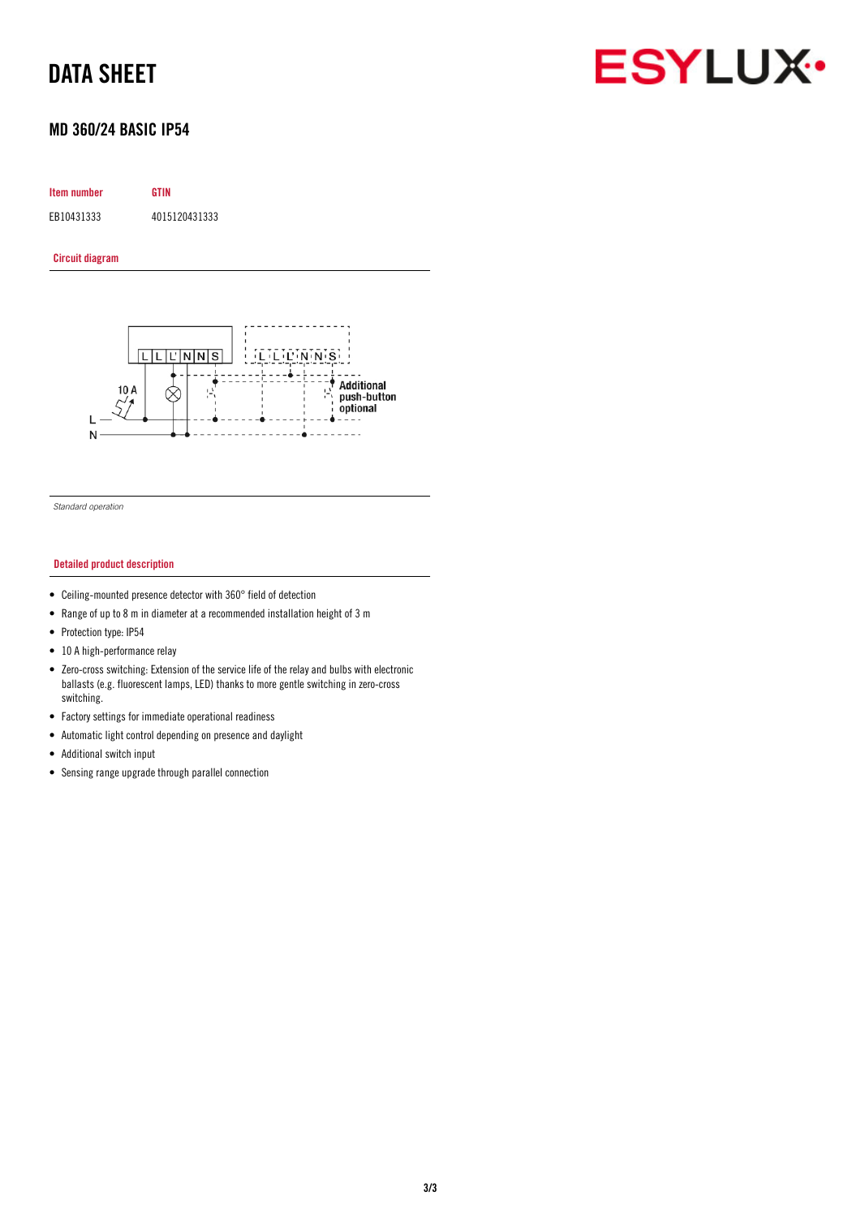# DATA SHEET

ESYLUX

## MD 360/24 BASIC IP54

| Item number | GTIN |
|---|---|
| EB10431333 | 4015120431333 |

### Circuit diagram

L L L' N N S

L L L' N N S

10 A

L

N

Additional push-button optional

*Standard operation*

### Detailed product description

- Ceiling-mounted presence detector with 360° field of detection
- Range of up to 8 m in diameter at a recommended installation height of 3 m
- Protection type: IP54
- 10 A high-performance relay
- Zero-cross switching: Extension of the service life of the relay and bulbs with electronic ballasts (e.g. fluorescent lamps, LED) thanks to more gentle switching in zero-cross switching.
- Factory settings for immediate operational readiness
- Automatic light control depending on presence and daylight
- Additional switch input
- Sensing range upgrade through parallel connection